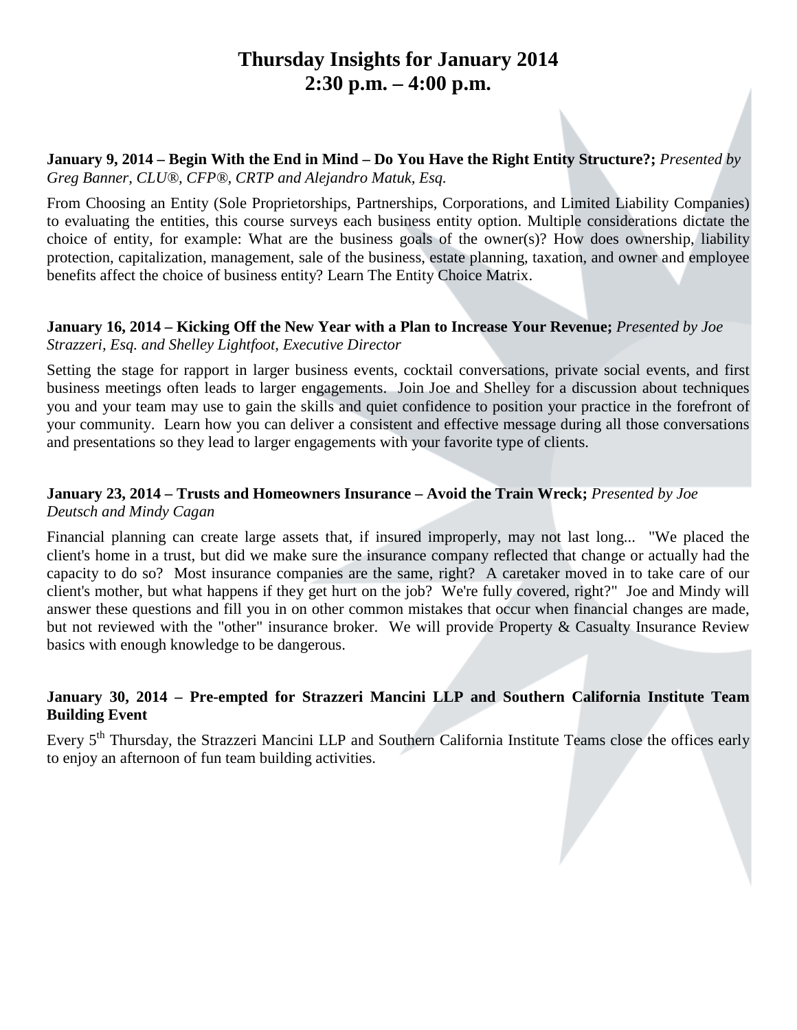# Thursday Insights for January 2014
# 2:30 p.m. – 4:00 p.m.

**January 9, 2014 – Begin With the End in Mind – Do You Have the Right Entity Structure?;** *Presented by Greg Banner, CLU®, CFP®, CRTP and Alejandro Matuk, Esq.*

From Choosing an Entity (Sole Proprietorships, Partnerships, Corporations, and Limited Liability Companies) to evaluating the entities, this course surveys each business entity option. Multiple considerations dictate the choice of entity, for example: What are the business goals of the owner(s)? How does ownership, liability protection, capitalization, management, sale of the business, estate planning, taxation, and owner and employee benefits affect the choice of business entity? Learn The Entity Choice Matrix.

**January 16, 2014 – Kicking Off the New Year with a Plan to Increase Your Revenue;** *Presented by Joe Strazzeri, Esq. and Shelley Lightfoot, Executive Director*

Setting the stage for rapport in larger business events, cocktail conversations, private social events, and first business meetings often leads to larger engagements. Join Joe and Shelley for a discussion about techniques you and your team may use to gain the skills and quiet confidence to position your practice in the forefront of your community. Learn how you can deliver a consistent and effective message during all those conversations and presentations so they lead to larger engagements with your favorite type of clients.

**January 23, 2014 – Trusts and Homeowners Insurance – Avoid the Train Wreck;** *Presented by Joe Deutsch and Mindy Cagan*

Financial planning can create large assets that, if insured improperly, may not last long... "We placed the client's home in a trust, but did we make sure the insurance company reflected that change or actually had the capacity to do so? Most insurance companies are the same, right? A caretaker moved in to take care of our client's mother, but what happens if they get hurt on the job? We're fully covered, right?" Joe and Mindy will answer these questions and fill you in on other common mistakes that occur when financial changes are made, but not reviewed with the "other" insurance broker. We will provide Property & Casualty Insurance Review basics with enough knowledge to be dangerous.

**January 30, 2014 – Pre-empted for Strazzeri Mancini LLP and Southern California Institute Team Building Event**

Every 5th Thursday, the Strazzeri Mancini LLP and Southern California Institute Teams close the offices early to enjoy an afternoon of fun team building activities.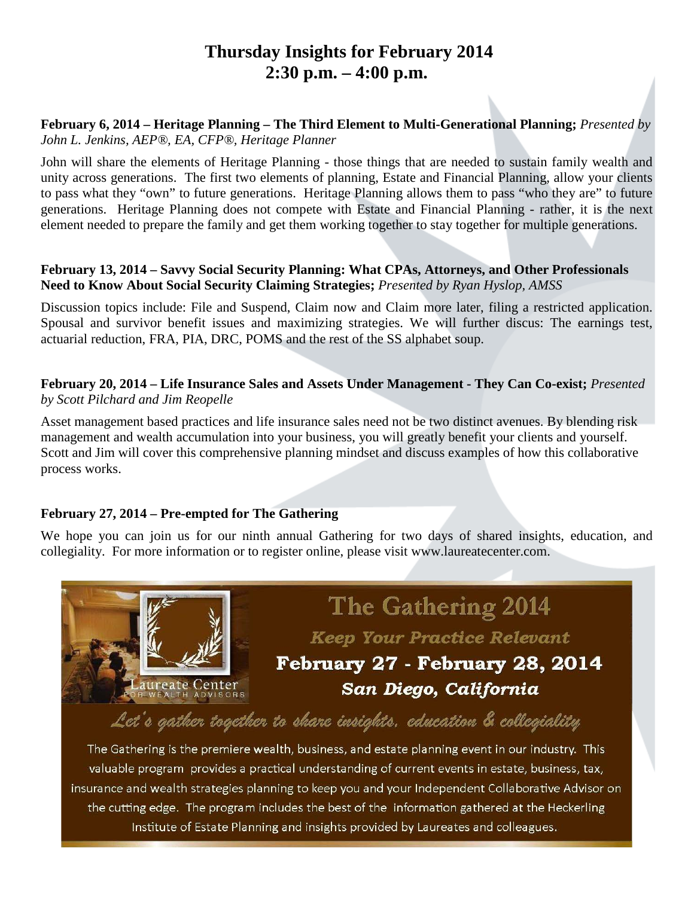# Thursday Insights for February 2014
# 2:30 p.m. – 4:00 p.m.

**February 6, 2014 – Heritage Planning – The Third Element to Multi-Generational Planning;** *Presented by John L. Jenkins, AEP®, EA, CFP®, Heritage Planner*

John will share the elements of Heritage Planning - those things that are needed to sustain family wealth and unity across generations. The first two elements of planning, Estate and Financial Planning, allow your clients to pass what they "own" to future generations. Heritage Planning allows them to pass "who they are" to future generations. Heritage Planning does not compete with Estate and Financial Planning - rather, it is the next element needed to prepare the family and get them working together to stay together for multiple generations.

**February 13, 2014 – Savvy Social Security Planning: What CPAs, Attorneys, and Other Professionals Need to Know About Social Security Claiming Strategies;** *Presented by Ryan Hyslop, AMSS*

Discussion topics include: File and Suspend, Claim now and Claim more later, filing a restricted application. Spousal and survivor benefit issues and maximizing strategies. We will further discus: The earnings test, actuarial reduction, FRA, PIA, DRC, POMS and the rest of the SS alphabet soup.

**February 20, 2014 – Life Insurance Sales and Assets Under Management - They Can Co-exist;** *Presented by Scott Pilchard and Jim Reopelle*

Asset management based practices and life insurance sales need not be two distinct avenues. By blending risk management and wealth accumulation into your business, you will greatly benefit your clients and yourself. Scott and Jim will cover this comprehensive planning mindset and discuss examples of how this collaborative process works.

**February 27, 2014 – Pre-empted for The Gathering**

We hope you can join us for our ninth annual Gathering for two days of shared insights, education, and collegiality. For more information or to register online, please visit www.laureatecenter.com.

Laureate Center FOR WEALTH ADVISORS

## The Gathering 2014

***Keep Your Practice Relevant***

**February 27 - February 28, 2014**

***San Diego, California***

*Let's gather together to share insights, education & collegiality*

The Gathering is the premiere wealth, business, and estate planning event in our industry. This valuable program provides a practical understanding of current events in estate, business, tax, insurance and wealth strategies planning to keep you and your Independent Collaborative Advisor on the cutting edge. The program includes the best of the information gathered at the Heckerling Institute of Estate Planning and insights provided by Laureates and colleagues.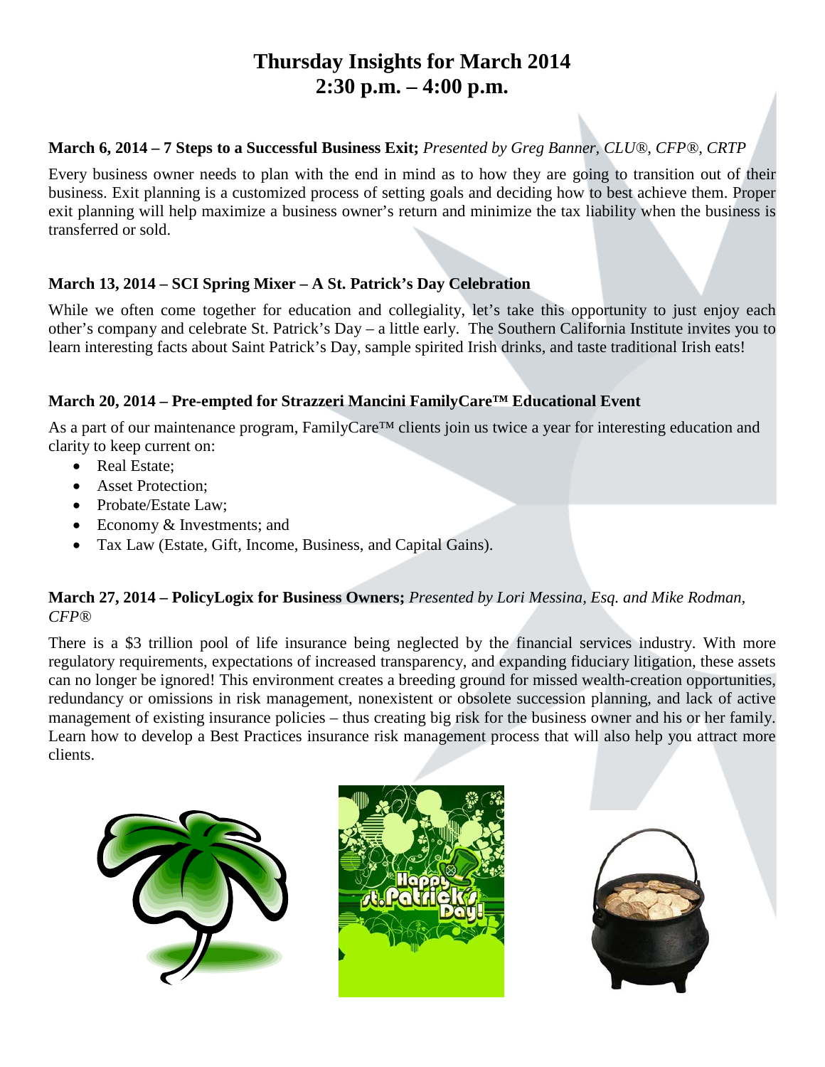# Thursday Insights for March 2014
# 2:30 p.m. – 4:00 p.m.

**March 6, 2014 – 7 Steps to a Successful Business Exit;** *Presented by Greg Banner, CLU®, CFP®, CRTP*

Every business owner needs to plan with the end in mind as to how they are going to transition out of their business. Exit planning is a customized process of setting goals and deciding how to best achieve them. Proper exit planning will help maximize a business owner's return and minimize the tax liability when the business is transferred or sold.

**March 13, 2014 – SCI Spring Mixer – A St. Patrick's Day Celebration**

While we often come together for education and collegiality, let's take this opportunity to just enjoy each other's company and celebrate St. Patrick's Day – a little early. The Southern California Institute invites you to learn interesting facts about Saint Patrick's Day, sample spirited Irish drinks, and taste traditional Irish eats!

**March 20, 2014 – Pre-empted for Strazzeri Mancini FamilyCare™ Educational Event**

As a part of our maintenance program, FamilyCare™ clients join us twice a year for interesting education and clarity to keep current on:

- Real Estate;
- Asset Protection;
- Probate/Estate Law;
- Economy & Investments; and
- Tax Law (Estate, Gift, Income, Business, and Capital Gains).

**March 27, 2014 – PolicyLogix for Business Owners;** *Presented by Lori Messina, Esq. and Mike Rodman, CFP®*

There is a $3 trillion pool of life insurance being neglected by the financial services industry. With more regulatory requirements, expectations of increased transparency, and expanding fiduciary litigation, these assets can no longer be ignored! This environment creates a breeding ground for missed wealth-creation opportunities, redundancy or omissions in risk management, nonexistent or obsolete succession planning, and lack of active management of existing insurance policies – thus creating big risk for the business owner and his or her family. Learn how to develop a Best Practices insurance risk management process that will also help you attract more clients.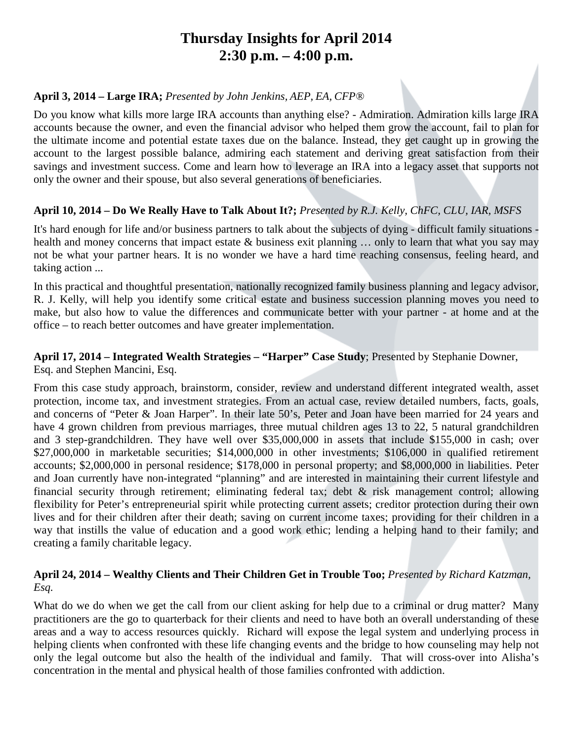# Thursday Insights for April 2014
# 2:30 p.m. – 4:00 p.m.

**April 3, 2014 – Large IRA;** *Presented by John Jenkins, AEP, EA, CFP®*

Do you know what kills more large IRA accounts than anything else? - Admiration. Admiration kills large IRA accounts because the owner, and even the financial advisor who helped them grow the account, fail to plan for the ultimate income and potential estate taxes due on the balance. Instead, they get caught up in growing the account to the largest possible balance, admiring each statement and deriving great satisfaction from their savings and investment success. Come and learn how to leverage an IRA into a legacy asset that supports not only the owner and their spouse, but also several generations of beneficiaries.

**April 10, 2014 – Do We Really Have to Talk About It?;** *Presented by R.J. Kelly, ChFC, CLU, IAR, MSFS*

It's hard enough for life and/or business partners to talk about the subjects of dying - difficult family situations - health and money concerns that impact estate & business exit planning … only to learn that what you say may not be what your partner hears. It is no wonder we have a hard time reaching consensus, feeling heard, and taking action ...

In this practical and thoughtful presentation, nationally recognized family business planning and legacy advisor, R. J. Kelly, will help you identify some critical estate and business succession planning moves you need to make, but also how to value the differences and communicate better with your partner - at home and at the office – to reach better outcomes and have greater implementation.

**April 17, 2014 – Integrated Wealth Strategies – "Harper" Case Study**; Presented by Stephanie Downer, Esq. and Stephen Mancini, Esq.

From this case study approach, brainstorm, consider, review and understand different integrated wealth, asset protection, income tax, and investment strategies. From an actual case, review detailed numbers, facts, goals, and concerns of "Peter & Joan Harper". In their late 50's, Peter and Joan have been married for 24 years and have 4 grown children from previous marriages, three mutual children ages 13 to 22, 5 natural grandchildren and 3 step-grandchildren. They have well over $35,000,000 in assets that include $155,000 in cash; over $27,000,000 in marketable securities; $14,000,000 in other investments; $106,000 in qualified retirement accounts; $2,000,000 in personal residence; $178,000 in personal property; and $8,000,000 in liabilities. Peter and Joan currently have non-integrated "planning" and are interested in maintaining their current lifestyle and financial security through retirement; eliminating federal tax; debt & risk management control; allowing flexibility for Peter's entrepreneurial spirit while protecting current assets; creditor protection during their own lives and for their children after their death; saving on current income taxes; providing for their children in a way that instills the value of education and a good work ethic; lending a helping hand to their family; and creating a family charitable legacy.

**April 24, 2014 – Wealthy Clients and Their Children Get in Trouble Too;** *Presented by Richard Katzman, Esq.*

What do we do when we get the call from our client asking for help due to a criminal or drug matter? Many practitioners are the go to quarterback for their clients and need to have both an overall understanding of these areas and a way to access resources quickly. Richard will expose the legal system and underlying process in helping clients when confronted with these life changing events and the bridge to how counseling may help not only the legal outcome but also the health of the individual and family. That will cross-over into Alisha's concentration in the mental and physical health of those families confronted with addiction.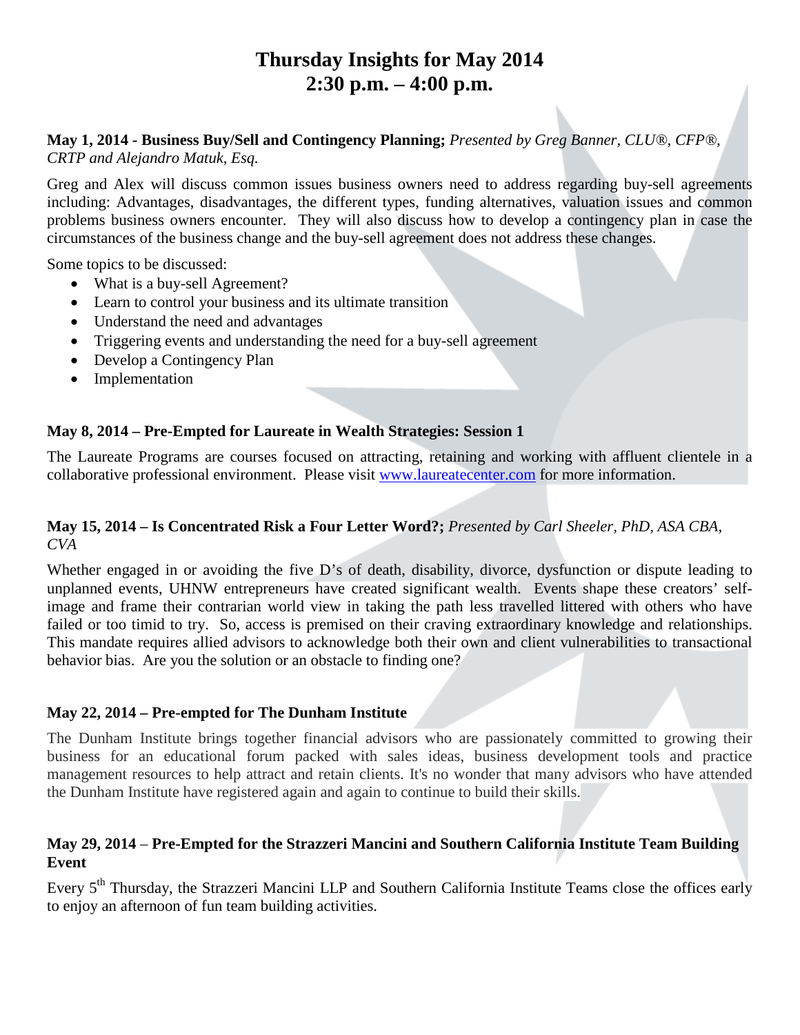# Thursday Insights for May 2014
# 2:30 p.m. – 4:00 p.m.

**May 1, 2014 - Business Buy/Sell and Contingency Planning;** *Presented by Greg Banner, CLU®, CFP®, CRTP and Alejandro Matuk, Esq.*

Greg and Alex will discuss common issues business owners need to address regarding buy-sell agreements including: Advantages, disadvantages, the different types, funding alternatives, valuation issues and common problems business owners encounter. They will also discuss how to develop a contingency plan in case the circumstances of the business change and the buy-sell agreement does not address these changes.

Some topics to be discussed:

- What is a buy-sell Agreement?
- Learn to control your business and its ultimate transition
- Understand the need and advantages
- Triggering events and understanding the need for a buy-sell agreement
- Develop a Contingency Plan
- Implementation

**May 8, 2014 – Pre-Empted for Laureate in Wealth Strategies: Session 1**

The Laureate Programs are courses focused on attracting, retaining and working with affluent clientele in a collaborative professional environment. Please visit www.laureatecenter.com for more information.

**May 15, 2014 – Is Concentrated Risk a Four Letter Word?;** *Presented by Carl Sheeler, PhD, ASA CBA, CVA*

Whether engaged in or avoiding the five D's of death, disability, divorce, dysfunction or dispute leading to unplanned events, UHNW entrepreneurs have created significant wealth. Events shape these creators' self-image and frame their contrarian world view in taking the path less travelled littered with others who have failed or too timid to try. So, access is premised on their craving extraordinary knowledge and relationships. This mandate requires allied advisors to acknowledge both their own and client vulnerabilities to transactional behavior bias. Are you the solution or an obstacle to finding one?

**May 22, 2014 – Pre-empted for The Dunham Institute**

The Dunham Institute brings together financial advisors who are passionately committed to growing their business for an educational forum packed with sales ideas, business development tools and practice management resources to help attract and retain clients. It's no wonder that many advisors who have attended the Dunham Institute have registered again and again to continue to build their skills.

**May 29, 2014 – Pre-Empted for the Strazzeri Mancini and Southern California Institute Team Building Event**

Every 5th Thursday, the Strazzeri Mancini LLP and Southern California Institute Teams close the offices early to enjoy an afternoon of fun team building activities.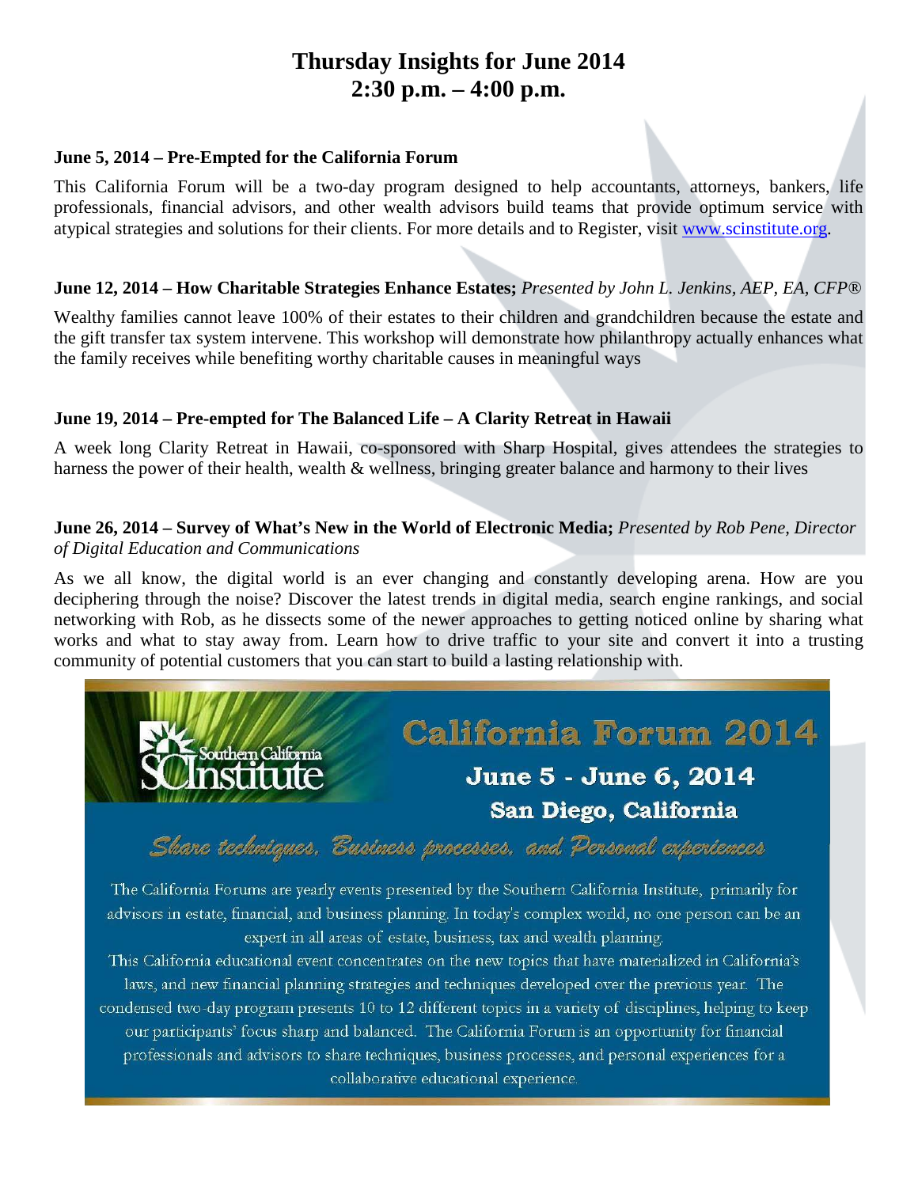# Thursday Insights for June 2014
# 2:30 p.m. – 4:00 p.m.

**June 5, 2014 – Pre-Empted for the California Forum**

This California Forum will be a two-day program designed to help accountants, attorneys, bankers, life professionals, financial advisors, and other wealth advisors build teams that provide optimum service with atypical strategies and solutions for their clients. For more details and to Register, visit www.scinstitute.org.

**June 12, 2014 – How Charitable Strategies Enhance Estates;** *Presented by John L. Jenkins, AEP, EA, CFP®*

Wealthy families cannot leave 100% of their estates to their children and grandchildren because the estate and the gift transfer tax system intervene. This workshop will demonstrate how philanthropy actually enhances what the family receives while benefiting worthy charitable causes in meaningful ways

**June 19, 2014 – Pre-empted for The Balanced Life – A Clarity Retreat in Hawaii**

A week long Clarity Retreat in Hawaii, co-sponsored with Sharp Hospital, gives attendees the strategies to harness the power of their health, wealth & wellness, bringing greater balance and harmony to their lives

**June 26, 2014 – Survey of What's New in the World of Electronic Media;** *Presented by Rob Pene, Director of Digital Education and Communications*

As we all know, the digital world is an ever changing and constantly developing arena. How are you deciphering through the noise? Discover the latest trends in digital media, search engine rankings, and social networking with Rob, as he dissects some of the newer approaches to getting noticed online by sharing what works and what to stay away from. Learn how to drive traffic to your site and convert it into a trusting community of potential customers that you can start to build a lasting relationship with.

Southern California SCInstitute

## California Forum 2014

**June 5 - June 6, 2014**

**San Diego, California**

*Share techniques, Business processes, and Personal experiences*

The California Forums are yearly events presented by the Southern California Institute, primarily for advisors in estate, financial, and business planning. In today's complex world, no one person can be an expert in all areas of estate, business, tax and wealth planning.

This California educational event concentrates on the new topics that have materialized in California's laws, and new financial planning strategies and techniques developed over the previous year. The condensed two-day program presents 10 to 12 different topics in a variety of disciplines, helping to keep our participants' focus sharp and balanced. The California Forum is an opportunity for financial professionals and advisors to share techniques, business processes, and personal experiences for a collaborative educational experience.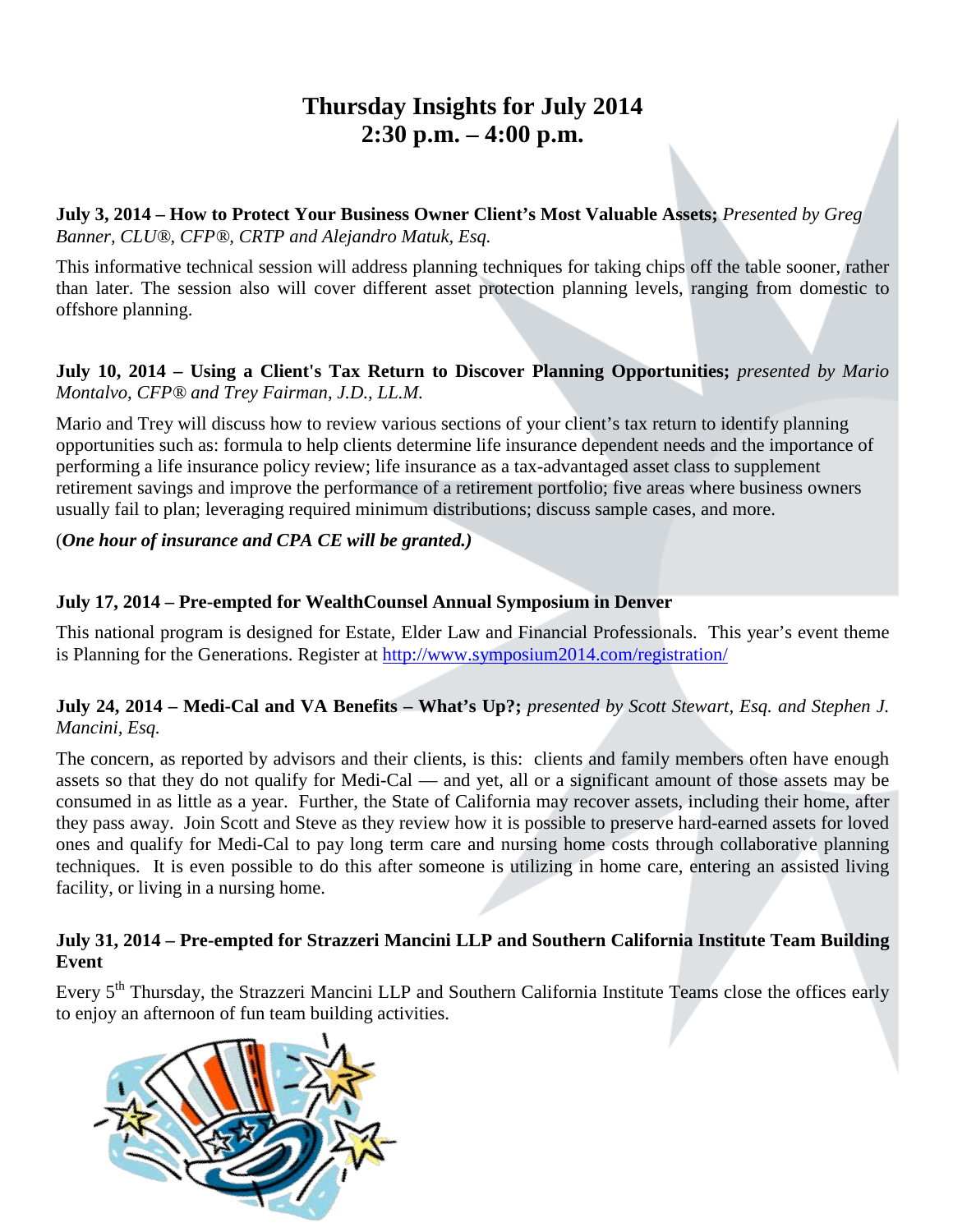# Thursday Insights for July 2014
## 2:30 p.m. – 4:00 p.m.

**July 3, 2014 – How to Protect Your Business Owner Client's Most Valuable Assets;** *Presented by Greg Banner, CLU®, CFP®, CRTP and Alejandro Matuk, Esq.*

This informative technical session will address planning techniques for taking chips off the table sooner, rather than later. The session also will cover different asset protection planning levels, ranging from domestic to offshore planning.

**July 10, 2014 – Using a Client's Tax Return to Discover Planning Opportunities;** *presented by Mario Montalvo, CFP® and Trey Fairman, J.D., LL.M.*

Mario and Trey will discuss how to review various sections of your client's tax return to identify planning opportunities such as: formula to help clients determine life insurance dependent needs and the importance of performing a life insurance policy review; life insurance as a tax-advantaged asset class to supplement retirement savings and improve the performance of a retirement portfolio; five areas where business owners usually fail to plan; leveraging required minimum distributions; discuss sample cases, and more.

(***One hour of insurance and CPA CE will be granted.)***

**July 17, 2014 – Pre-empted for WealthCounsel Annual Symposium in Denver**

This national program is designed for Estate, Elder Law and Financial Professionals. This year's event theme is Planning for the Generations. Register at http://www.symposium2014.com/registration/

**July 24, 2014 – Medi-Cal and VA Benefits – What's Up?;** *presented by Scott Stewart, Esq. and Stephen J. Mancini, Esq.*

The concern, as reported by advisors and their clients, is this: clients and family members often have enough assets so that they do not qualify for Medi-Cal — and yet, all or a significant amount of those assets may be consumed in as little as a year. Further, the State of California may recover assets, including their home, after they pass away. Join Scott and Steve as they review how it is possible to preserve hard-earned assets for loved ones and qualify for Medi-Cal to pay long term care and nursing home costs through collaborative planning techniques. It is even possible to do this after someone is utilizing in home care, entering an assisted living facility, or living in a nursing home.

**July 31, 2014 – Pre-empted for Strazzeri Mancini LLP and Southern California Institute Team Building Event**

Every 5th Thursday, the Strazzeri Mancini LLP and Southern California Institute Teams close the offices early to enjoy an afternoon of fun team building activities.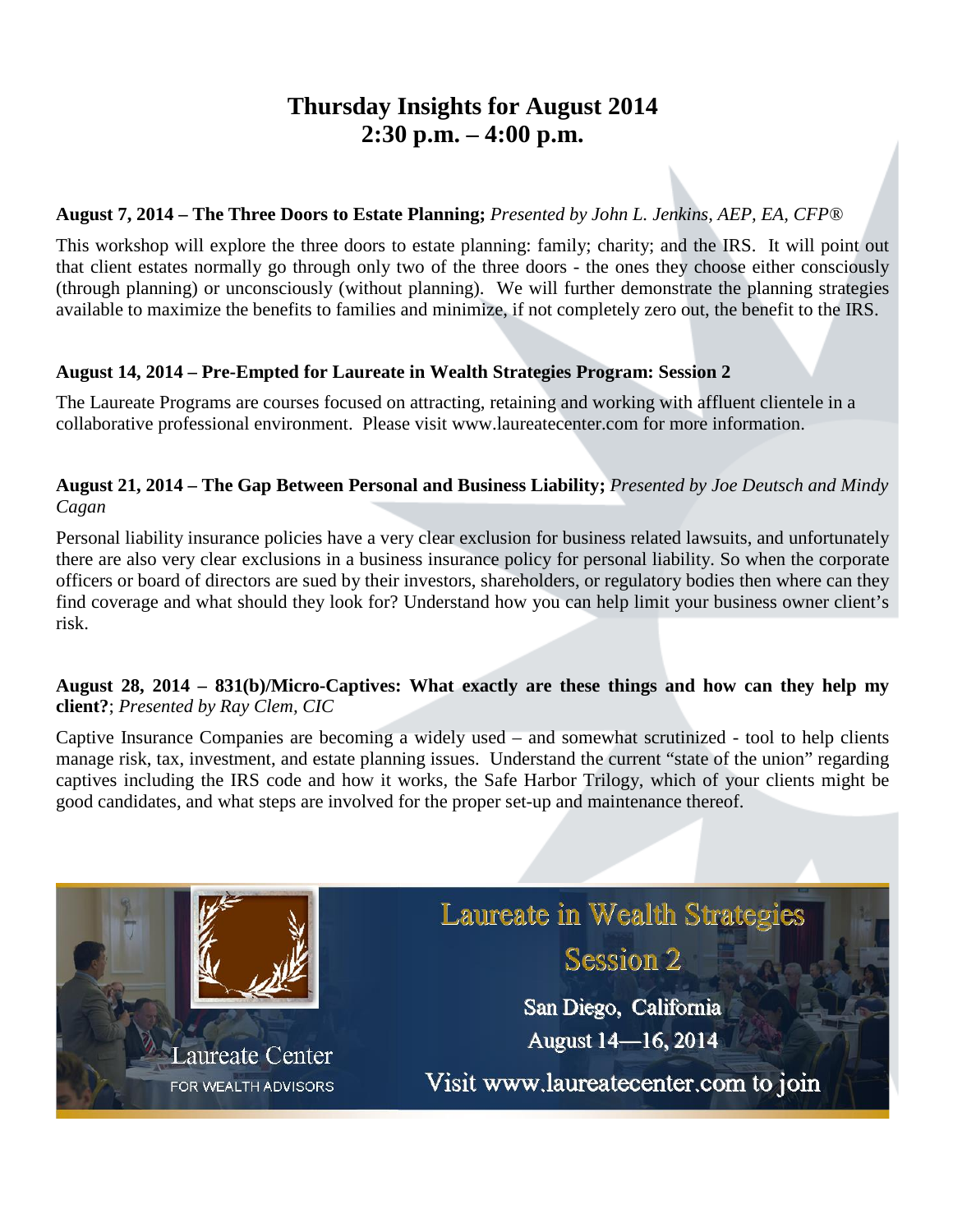# Thursday Insights for August 2014
# 2:30 p.m. – 4:00 p.m.

**August 7, 2014 – The Three Doors to Estate Planning;** *Presented by John L. Jenkins, AEP, EA, CFP®*

This workshop will explore the three doors to estate planning: family; charity; and the IRS. It will point out that client estates normally go through only two of the three doors - the ones they choose either consciously (through planning) or unconsciously (without planning). We will further demonstrate the planning strategies available to maximize the benefits to families and minimize, if not completely zero out, the benefit to the IRS.

**August 14, 2014 – Pre-Empted for Laureate in Wealth Strategies Program: Session 2**

The Laureate Programs are courses focused on attracting, retaining and working with affluent clientele in a collaborative professional environment. Please visit www.laureatecenter.com for more information.

**August 21, 2014 – The Gap Between Personal and Business Liability;** *Presented by Joe Deutsch and Mindy Cagan*

Personal liability insurance policies have a very clear exclusion for business related lawsuits, and unfortunately there are also very clear exclusions in a business insurance policy for personal liability. So when the corporate officers or board of directors are sued by their investors, shareholders, or regulatory bodies then where can they find coverage and what should they look for? Understand how you can help limit your business owner client's risk.

**August 28, 2014 – 831(b)/Micro-Captives: What exactly are these things and how can they help my client?**; *Presented by Ray Clem, CIC*

Captive Insurance Companies are becoming a widely used – and somewhat scrutinized - tool to help clients manage risk, tax, investment, and estate planning issues. Understand the current "state of the union" regarding captives including the IRS code and how it works, the Safe Harbor Trilogy, which of your clients might be good candidates, and what steps are involved for the proper set-up and maintenance thereof.

Laureate Center FOR WEALTH ADVISORS

Laureate in Wealth Strategies Session 2

San Diego, California

August 14—16, 2014

Visit www.laureatecenter.com to join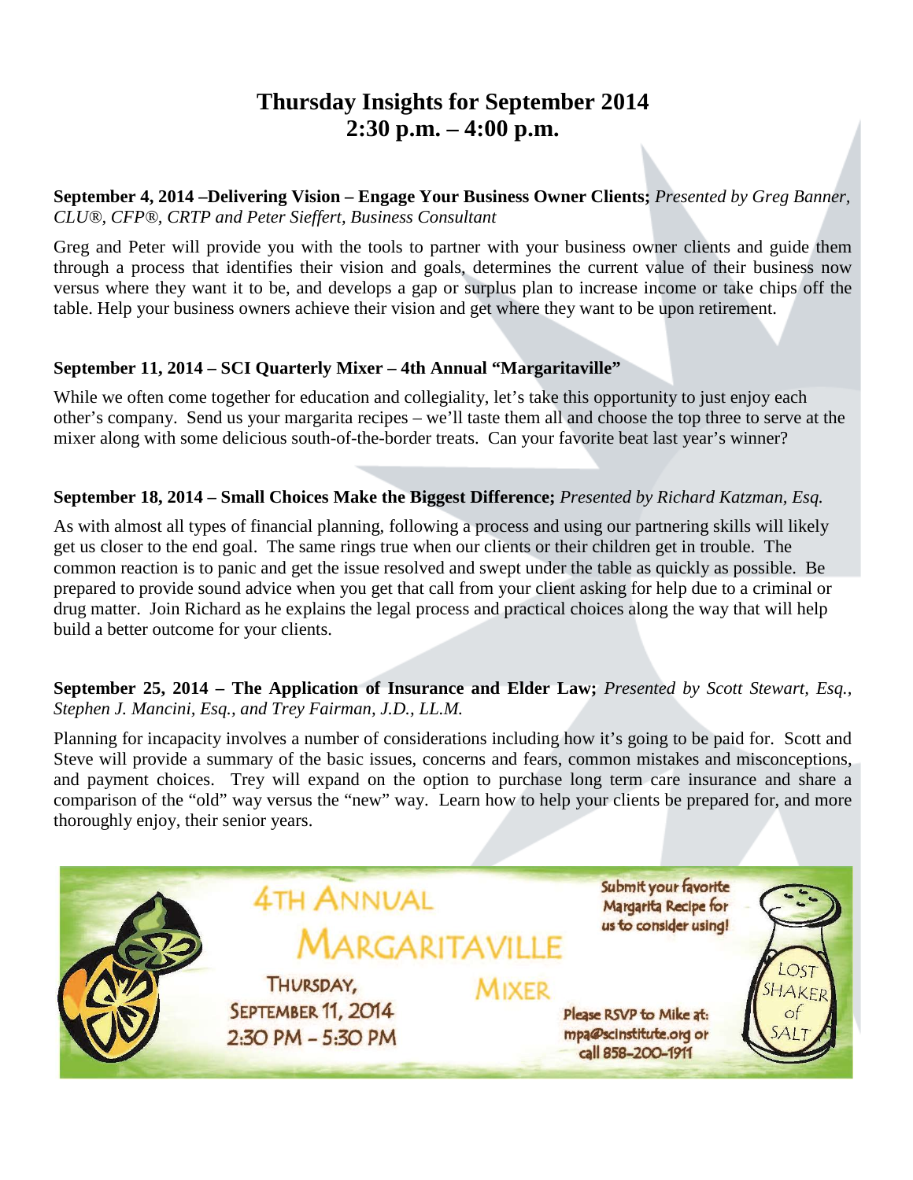# Thursday Insights for September 2014
# 2:30 p.m. – 4:00 p.m.

**September 4, 2014 –Delivering Vision – Engage Your Business Owner Clients;** *Presented by Greg Banner, CLU®, CFP®, CRTP and Peter Sieffert, Business Consultant*

Greg and Peter will provide you with the tools to partner with your business owner clients and guide them through a process that identifies their vision and goals, determines the current value of their business now versus where they want it to be, and develops a gap or surplus plan to increase income or take chips off the table. Help your business owners achieve their vision and get where they want to be upon retirement.

**September 11, 2014 – SCI Quarterly Mixer – 4th Annual "Margaritaville"**

While we often come together for education and collegiality, let's take this opportunity to just enjoy each other's company. Send us your margarita recipes – we'll taste them all and choose the top three to serve at the mixer along with some delicious south-of-the-border treats. Can your favorite beat last year's winner?

**September 18, 2014 – Small Choices Make the Biggest Difference;** *Presented by Richard Katzman, Esq.*

As with almost all types of financial planning, following a process and using our partnering skills will likely get us closer to the end goal. The same rings true when our clients or their children get in trouble. The common reaction is to panic and get the issue resolved and swept under the table as quickly as possible. Be prepared to provide sound advice when you get that call from your client asking for help due to a criminal or drug matter. Join Richard as he explains the legal process and practical choices along the way that will help build a better outcome for your clients.

**September 25, 2014 – The Application of Insurance and Elder Law;** *Presented by Scott Stewart, Esq., Stephen J. Mancini, Esq., and Trey Fairman, J.D., LL.M.*

Planning for incapacity involves a number of considerations including how it's going to be paid for. Scott and Steve will provide a summary of the basic issues, concerns and fears, common mistakes and misconceptions, and payment choices. Trey will expand on the option to purchase long term care insurance and share a comparison of the "old" way versus the "new" way. Learn how to help your clients be prepared for, and more thoroughly enjoy, their senior years.

4TH ANNUAL MARGARITAVILLE MIXER

THURSDAY, SEPTEMBER 11, 2014
2:30 PM - 5:30 PM

Submit your favorite Margarita Recipe for us to consider using!

Please RSVP to Mike at: mpa@scinstitute.org or call 858-200-1911

LOST SHAKER of SALT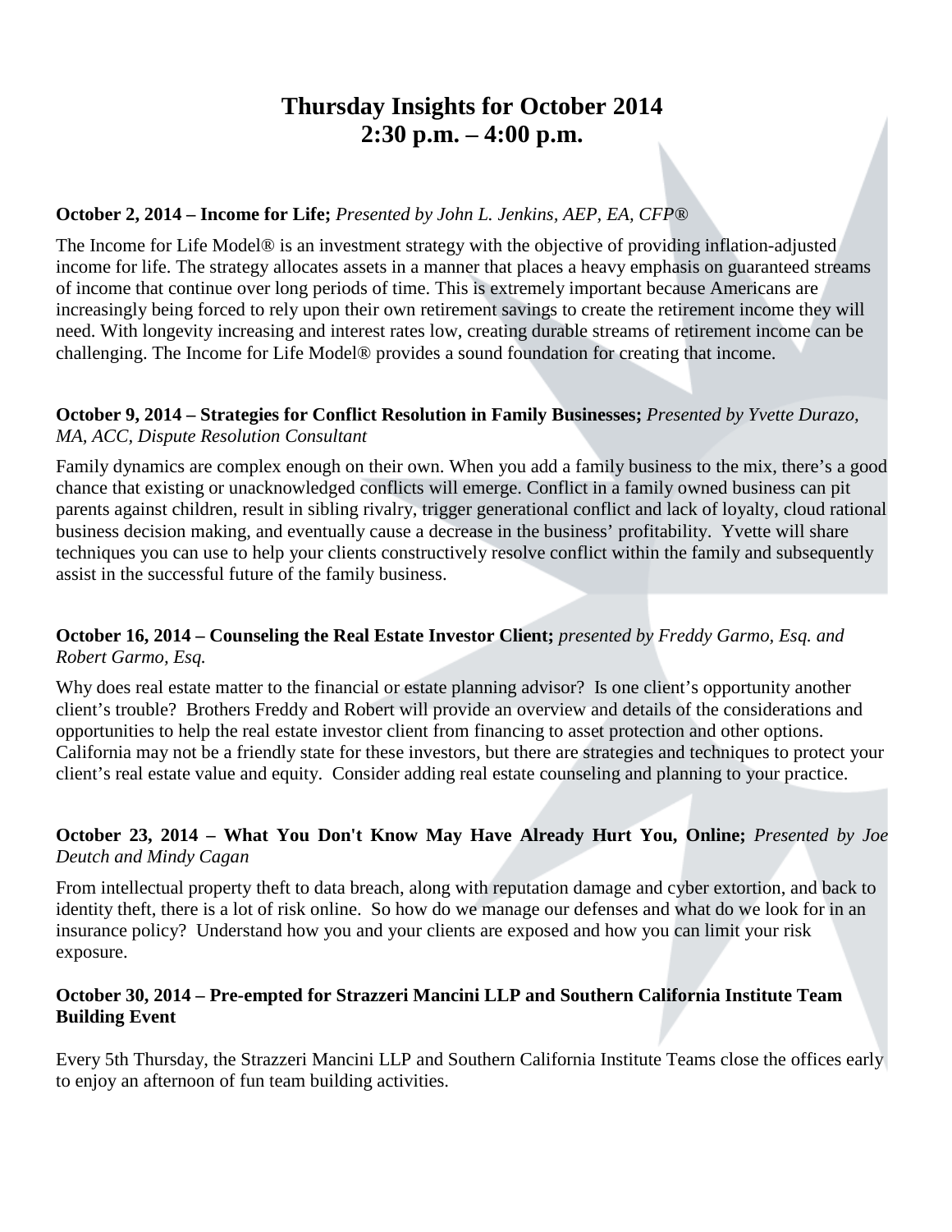# Thursday Insights for October 2014
# 2:30 p.m. – 4:00 p.m.

**October 2, 2014 – Income for Life;** *Presented by John L. Jenkins, AEP, EA, CFP®*

The Income for Life Model® is an investment strategy with the objective of providing inflation-adjusted income for life. The strategy allocates assets in a manner that places a heavy emphasis on guaranteed streams of income that continue over long periods of time. This is extremely important because Americans are increasingly being forced to rely upon their own retirement savings to create the retirement income they will need. With longevity increasing and interest rates low, creating durable streams of retirement income can be challenging. The Income for Life Model® provides a sound foundation for creating that income.

**October 9, 2014 – Strategies for Conflict Resolution in Family Businesses;** *Presented by Yvette Durazo, MA, ACC, Dispute Resolution Consultant*

Family dynamics are complex enough on their own. When you add a family business to the mix, there's a good chance that existing or unacknowledged conflicts will emerge. Conflict in a family owned business can pit parents against children, result in sibling rivalry, trigger generational conflict and lack of loyalty, cloud rational business decision making, and eventually cause a decrease in the business' profitability. Yvette will share techniques you can use to help your clients constructively resolve conflict within the family and subsequently assist in the successful future of the family business.

**October 16, 2014 – Counseling the Real Estate Investor Client;** *presented by Freddy Garmo, Esq. and Robert Garmo, Esq.*

Why does real estate matter to the financial or estate planning advisor? Is one client's opportunity another client's trouble? Brothers Freddy and Robert will provide an overview and details of the considerations and opportunities to help the real estate investor client from financing to asset protection and other options. California may not be a friendly state for these investors, but there are strategies and techniques to protect your client's real estate value and equity. Consider adding real estate counseling and planning to your practice.

**October 23, 2014 – What You Don't Know May Have Already Hurt You, Online;** *Presented by Joe Deutch and Mindy Cagan*

From intellectual property theft to data breach, along with reputation damage and cyber extortion, and back to identity theft, there is a lot of risk online. So how do we manage our defenses and what do we look for in an insurance policy? Understand how you and your clients are exposed and how you can limit your risk exposure.

**October 30, 2014 – Pre-empted for Strazzeri Mancini LLP and Southern California Institute Team Building Event**

Every 5th Thursday, the Strazzeri Mancini LLP and Southern California Institute Teams close the offices early to enjoy an afternoon of fun team building activities.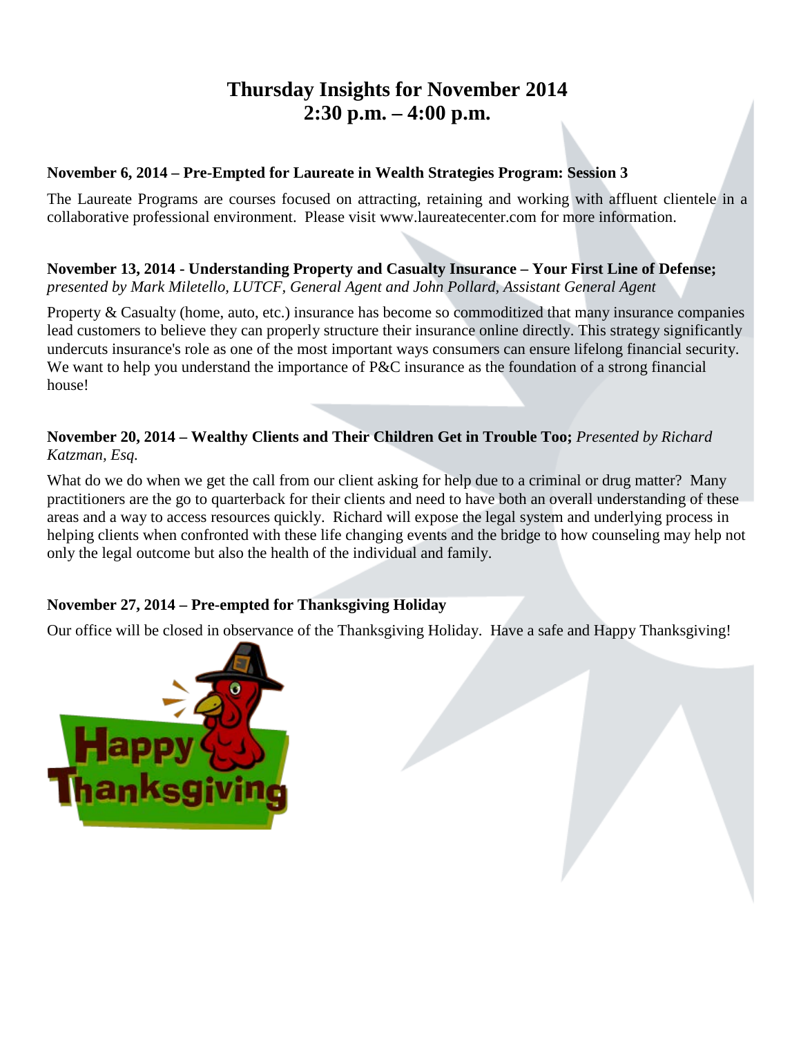# Thursday Insights for November 2014
# 2:30 p.m. – 4:00 p.m.

**November 6, 2014 – Pre-Empted for Laureate in Wealth Strategies Program: Session 3**

The Laureate Programs are courses focused on attracting, retaining and working with affluent clientele in a collaborative professional environment. Please visit www.laureatecenter.com for more information.

**November 13, 2014 - Understanding Property and Casualty Insurance – Your First Line of Defense;** *presented by Mark Miletello, LUTCF, General Agent and John Pollard, Assistant General Agent*

Property & Casualty (home, auto, etc.) insurance has become so commoditized that many insurance companies lead customers to believe they can properly structure their insurance online directly. This strategy significantly undercuts insurance's role as one of the most important ways consumers can ensure lifelong financial security. We want to help you understand the importance of P&C insurance as the foundation of a strong financial house!

**November 20, 2014 – Wealthy Clients and Their Children Get in Trouble Too;** *Presented by Richard Katzman, Esq.*

What do we do when we get the call from our client asking for help due to a criminal or drug matter? Many practitioners are the go to quarterback for their clients and need to have both an overall understanding of these areas and a way to access resources quickly. Richard will expose the legal system and underlying process in helping clients when confronted with these life changing events and the bridge to how counseling may help not only the legal outcome but also the health of the individual and family.

**November 27, 2014 – Pre-empted for Thanksgiving Holiday**

Our office will be closed in observance of the Thanksgiving Holiday. Have a safe and Happy Thanksgiving!